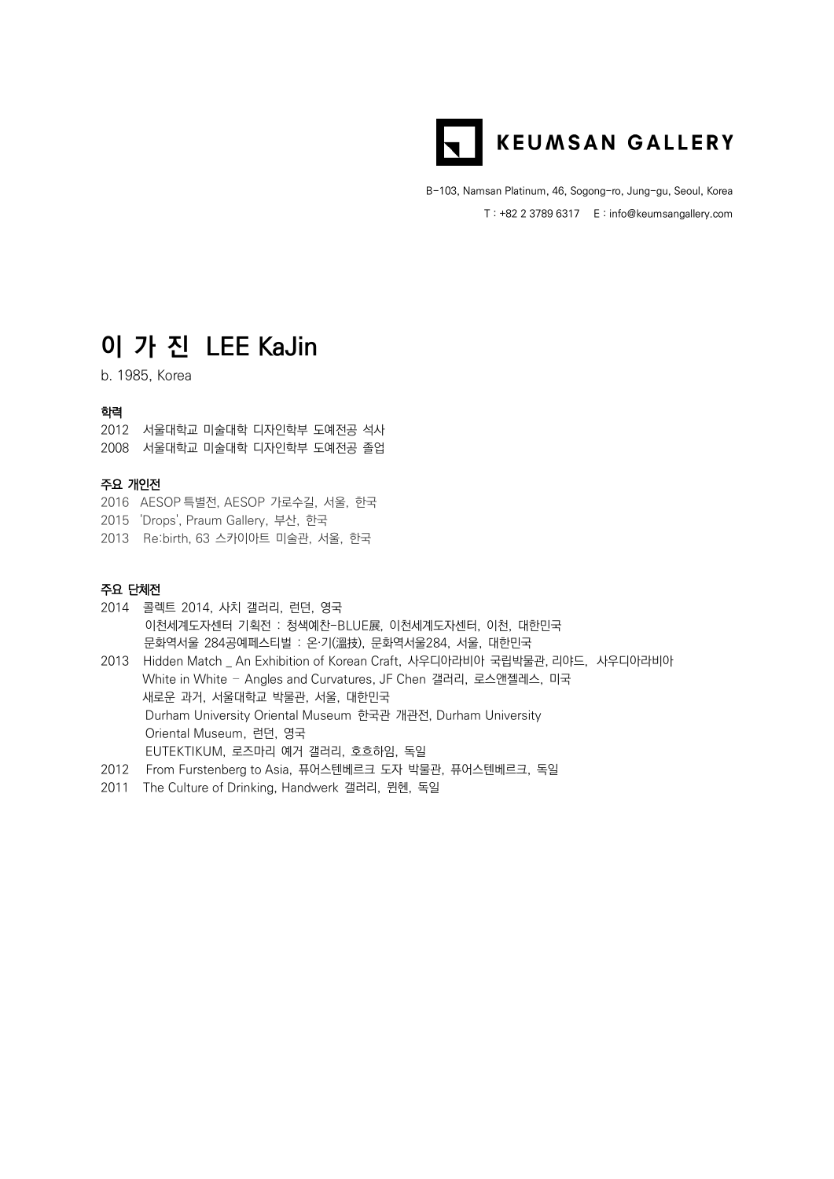KEUMSAN GALLERY

B-103, Namsan Platinum, 46, Sogong-ro, Jung-gu, Seoul, Korea

T : +82 2 3789 6317 E : info@keumsangallery.com

# 이 가 진 LEE KaJin

b. 1985, Korea

### 학력

2012 서울대학교 미술대학 디자인학부 도예전공 석사
2008 서울대학교 미술대학 디자인학부 도예전공 졸업

### 주요 개인전

2016 AESOP 특별전, AESOP 가로수길, 서울, 한국
2015 'Drops', Praum Gallery, 부산, 한국
2013 Re:birth, 63 스카이아트 미술관, 서울, 한국

### 주요 단체전

2014 콜렉트 2014, 사치 갤러리, 런던, 영국
이천세계도자센터 기획전 : 청색예찬-BLUE展, 이천세계도자센터, 이천, 대한민국
문화역서울 284공예페스티벌 : 온·기(溫技), 문화역서울284, 서울, 대한민국
2013 Hidden Match _ An Exhibition of Korean Craft, 사우디아라비아 국립박물관, 리야드, 사우디아라비아
White in White – Angles and Curvatures, JF Chen 갤러리, 로스앤젤레스, 미국
새로운 과거, 서울대학교 박물관, 서울, 대한민국
Durham University Oriental Museum 한국관 개관전, Durham University Oriental Museum, 런던, 영국
EUTEKTIKUM, 로즈마리 예거 갤러리, 호흐하임, 독일
2012 From Furstenberg to Asia, 퓨어스텐베르크 도자 박물관, 퓨어스텐베르크, 독일
2011 The Culture of Drinking, Handwerk 갤러리, 뮌헨, 독일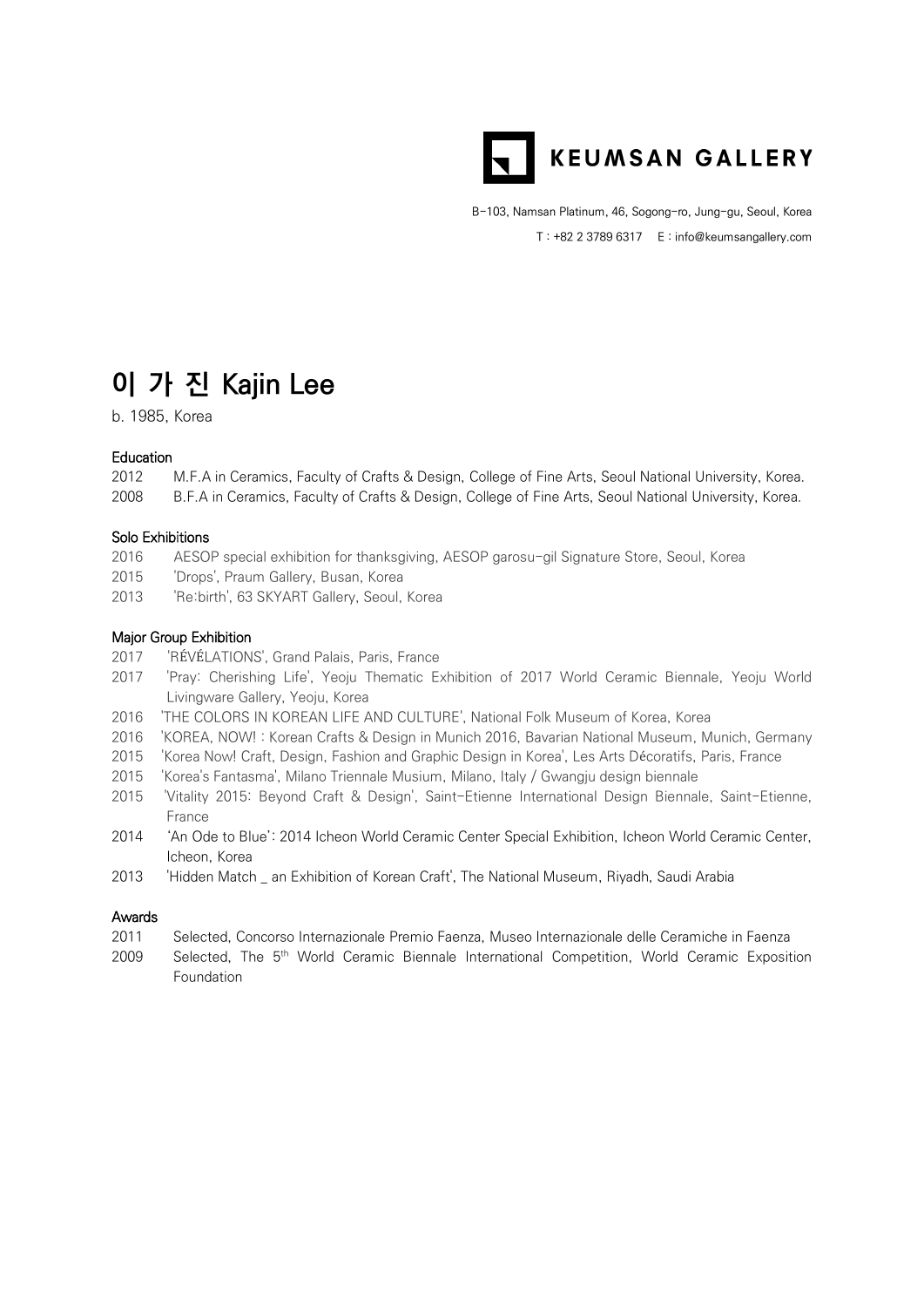KEUMSAN GALLERY

B-103, Namsan Platinum, 46, Sogong-ro, Jung-gu, Seoul, Korea

T : +82 2 3789 6317  E : info@keumsangallery.com

# 이 가 진 Kajin Lee

b. 1985, Korea

### Education

2012  M.F.A in Ceramics, Faculty of Crafts & Design, College of Fine Arts, Seoul National University, Korea.
2008  B.F.A in Ceramics, Faculty of Crafts & Design, College of Fine Arts, Seoul National University, Korea.

### Solo Exhibitions

2016  AESOP special exhibition for thanksgiving, AESOP garosu-gil Signature Store, Seoul, Korea
2015  'Drops', Praum Gallery, Busan, Korea
2013  'Re:birth', 63 SKYART Gallery, Seoul, Korea

### Major Group Exhibition

2017  'RÉVÉLATIONS', Grand Palais, Paris, France
2017  'Pray: Cherishing Life', Yeoju Thematic Exhibition of 2017 World Ceramic Biennale, Yeoju World Livingware Gallery, Yeoju, Korea
2016  'THE COLORS IN KOREAN LIFE AND CULTURE', National Folk Museum of Korea, Korea
2016  'KOREA, NOW! : Korean Crafts & Design in Munich 2016, Bavarian National Museum, Munich, Germany
2015  'Korea Now! Craft, Design, Fashion and Graphic Design in Korea', Les Arts Décoratifs, Paris, France
2015  'Korea's Fantasma', Milano Triennale Musium, Milano, Italy / Gwangju design biennale
2015  'Vitality 2015: Beyond Craft & Design', Saint-Etienne International Design Biennale, Saint-Etienne, France
2014  'An Ode to Blue': 2014 Icheon World Ceramic Center Special Exhibition, Icheon World Ceramic Center, Icheon, Korea
2013  'Hidden Match _ an Exhibition of Korean Craft', The National Museum, Riyadh, Saudi Arabia

### Awards

2011  Selected, Concorso Internazionale Premio Faenza, Museo Internazionale delle Ceramiche in Faenza
2009  Selected, The 5th World Ceramic Biennale International Competition, World Ceramic Exposition Foundation